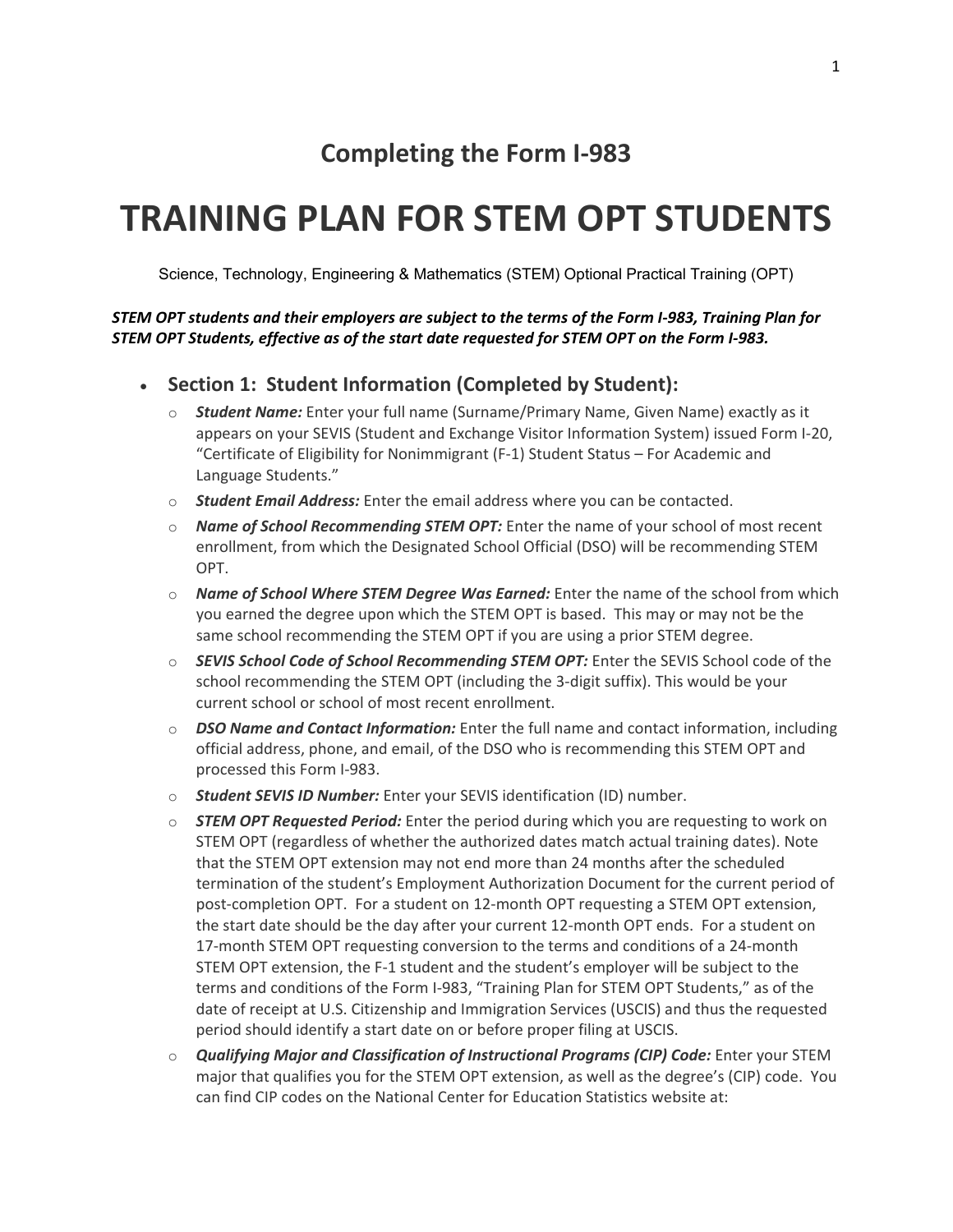## Completing the Form I-983

# TRAINING PLAN FOR STEM OPT STUDENTS

Science, Technology, Engineering & Mathematics (STEM) Optional Practical Training (OPT)

***STEM OPT students and their employers are subject to the terms of the Form I-983, Training Plan for STEM OPT Students, effective as of the start date requested for STEM OPT on the Form I-983.***

- **Section 1: Student Information (Completed by Student):**
  - ***Student Name:*** Enter your full name (Surname/Primary Name, Given Name) exactly as it appears on your SEVIS (Student and Exchange Visitor Information System) issued Form I-20, "Certificate of Eligibility for Nonimmigrant (F-1) Student Status – For Academic and Language Students."
  - ***Student Email Address:*** Enter the email address where you can be contacted.
  - ***Name of School Recommending STEM OPT:*** Enter the name of your school of most recent enrollment, from which the Designated School Official (DSO) will be recommending STEM OPT.
  - ***Name of School Where STEM Degree Was Earned:*** Enter the name of the school from which you earned the degree upon which the STEM OPT is based. This may or may not be the same school recommending the STEM OPT if you are using a prior STEM degree.
  - ***SEVIS School Code of School Recommending STEM OPT:*** Enter the SEVIS School code of the school recommending the STEM OPT (including the 3-digit suffix). This would be your current school or school of most recent enrollment.
  - ***DSO Name and Contact Information:*** Enter the full name and contact information, including official address, phone, and email, of the DSO who is recommending this STEM OPT and processed this Form I-983.
  - ***Student SEVIS ID Number:*** Enter your SEVIS identification (ID) number.
  - ***STEM OPT Requested Period:*** Enter the period during which you are requesting to work on STEM OPT (regardless of whether the authorized dates match actual training dates). Note that the STEM OPT extension may not end more than 24 months after the scheduled termination of the student's Employment Authorization Document for the current period of post-completion OPT. For a student on 12-month OPT requesting a STEM OPT extension, the start date should be the day after your current 12-month OPT ends. For a student on 17-month STEM OPT requesting conversion to the terms and conditions of a 24-month STEM OPT extension, the F-1 student and the student's employer will be subject to the terms and conditions of the Form I-983, "Training Plan for STEM OPT Students," as of the date of receipt at U.S. Citizenship and Immigration Services (USCIS) and thus the requested period should identify a start date on or before proper filing at USCIS.
  - ***Qualifying Major and Classification of Instructional Programs (CIP) Code:*** Enter your STEM major that qualifies you for the STEM OPT extension, as well as the degree's (CIP) code. You can find CIP codes on the National Center for Education Statistics website at: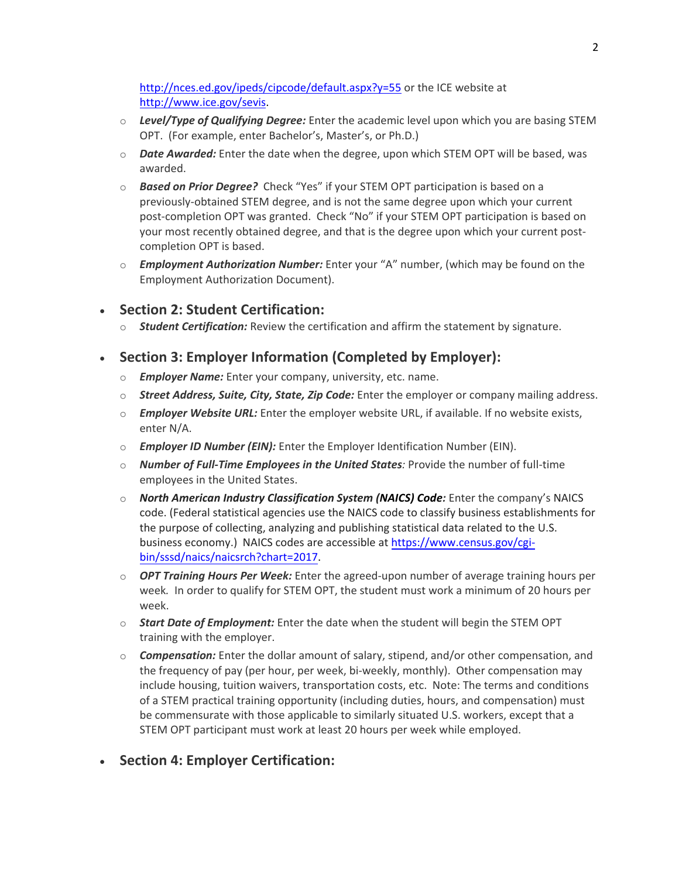http://nces.ed.gov/ipeds/cipcode/default.aspx?y=55 or the ICE website at http://www.ice.gov/sevis.

  - ***Level/Type of Qualifying Degree:*** Enter the academic level upon which you are basing STEM OPT. (For example, enter Bachelor's, Master's, or Ph.D.)
  - ***Date Awarded:*** Enter the date when the degree, upon which STEM OPT will be based, was awarded.
  - ***Based on Prior Degree?*** Check "Yes" if your STEM OPT participation is based on a previously-obtained STEM degree, and is not the same degree upon which your current post-completion OPT was granted. Check "No" if your STEM OPT participation is based on your most recently obtained degree, and that is the degree upon which your current post-completion OPT is based.
  - ***Employment Authorization Number:*** Enter your "A" number, (which may be found on the Employment Authorization Document).

- **Section 2: Student Certification:**
  - ***Student Certification:*** Review the certification and affirm the statement by signature.

- **Section 3: Employer Information (Completed by Employer):**
  - ***Employer Name:*** Enter your company, university, etc. name.
  - ***Street Address, Suite, City, State, Zip Code:*** Enter the employer or company mailing address.
  - ***Employer Website URL:*** Enter the employer website URL, if available. If no website exists, enter N/A.
  - ***Employer ID Number (EIN):*** Enter the Employer Identification Number (EIN).
  - ***Number of Full-Time Employees in the United States:*** Provide the number of full-time employees in the United States.
  - ***North American Industry Classification System (NAICS) Code:*** Enter the company's NAICS code. (Federal statistical agencies use the NAICS code to classify business establishments for the purpose of collecting, analyzing and publishing statistical data related to the U.S. business economy.) NAICS codes are accessible at https://www.census.gov/cgi-bin/sssd/naics/naicsrch?chart=2017.
  - ***OPT Training Hours Per Week:*** Enter the agreed-upon number of average training hours per week. In order to qualify for STEM OPT, the student must work a minimum of 20 hours per week.
  - ***Start Date of Employment:*** Enter the date when the student will begin the STEM OPT training with the employer.
  - ***Compensation:*** Enter the dollar amount of salary, stipend, and/or other compensation, and the frequency of pay (per hour, per week, bi-weekly, monthly). Other compensation may include housing, tuition waivers, transportation costs, etc. Note: The terms and conditions of a STEM practical training opportunity (including duties, hours, and compensation) must be commensurate with those applicable to similarly situated U.S. workers, except that a STEM OPT participant must work at least 20 hours per week while employed.

- **Section 4: Employer Certification:**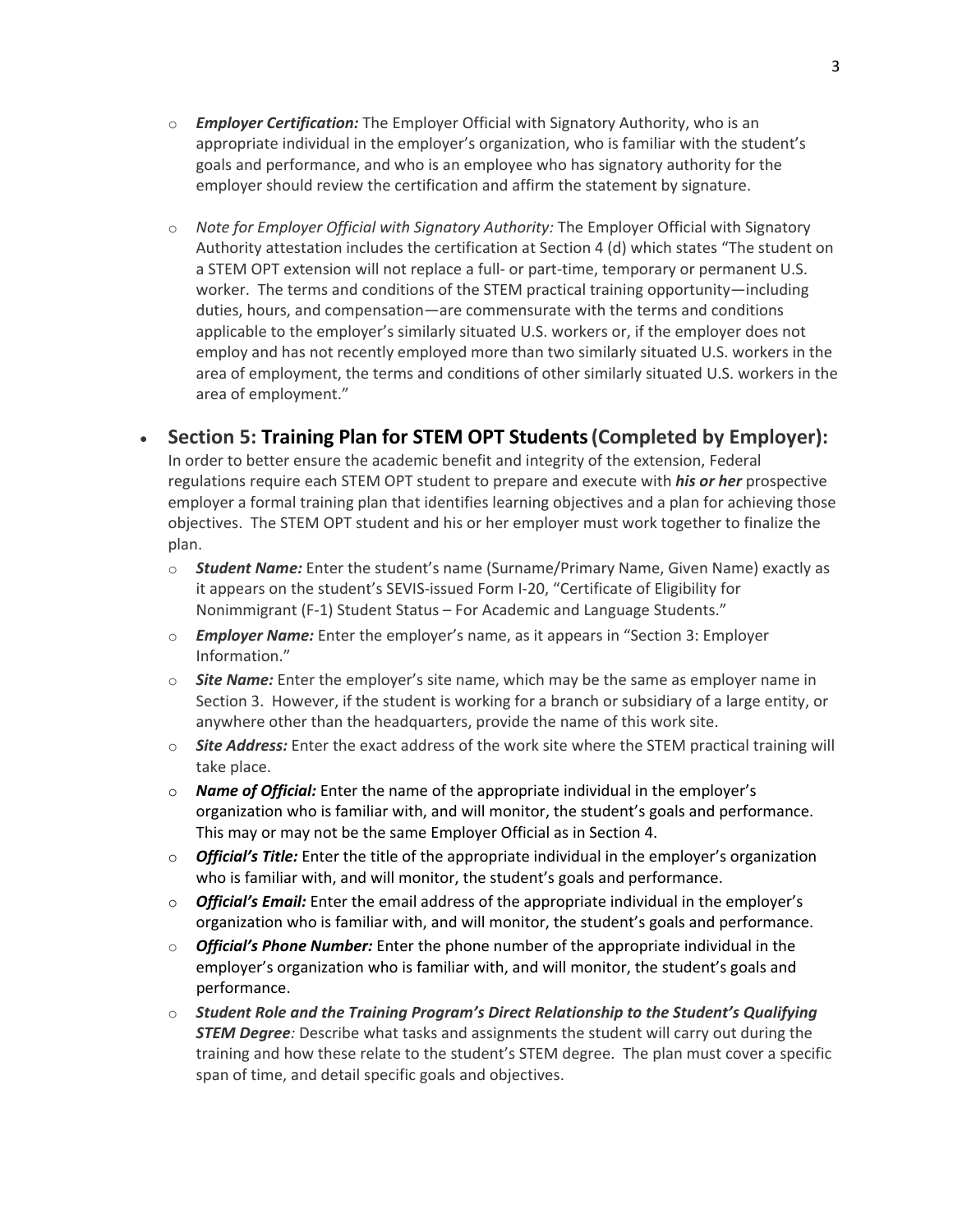- ***Employer Certification:*** The Employer Official with Signatory Authority, who is an appropriate individual in the employer's organization, who is familiar with the student's goals and performance, and who is an employee who has signatory authority for the employer should review the certification and affirm the statement by signature.

- *Note for Employer Official with Signatory Authority:* The Employer Official with Signatory Authority attestation includes the certification at Section 4 (d) which states "The student on a STEM OPT extension will not replace a full- or part-time, temporary or permanent U.S. worker. The terms and conditions of the STEM practical training opportunity—including duties, hours, and compensation—are commensurate with the terms and conditions applicable to the employer's similarly situated U.S. workers or, if the employer does not employ and has not recently employed more than two similarly situated U.S. workers in the area of employment, the terms and conditions of other similarly situated U.S. workers in the area of employment."

- **Section 5: Training Plan for STEM OPT Students (Completed by Employer):**
  In order to better ensure the academic benefit and integrity of the extension, Federal regulations require each STEM OPT student to prepare and execute with ***his or her*** prospective employer a formal training plan that identifies learning objectives and a plan for achieving those objectives. The STEM OPT student and his or her employer must work together to finalize the plan.
  - ***Student Name:*** Enter the student's name (Surname/Primary Name, Given Name) exactly as it appears on the student's SEVIS-issued Form I-20, "Certificate of Eligibility for Nonimmigrant (F-1) Student Status – For Academic and Language Students."
  - ***Employer Name:*** Enter the employer's name, as it appears in "Section 3: Employer Information."
  - ***Site Name:*** Enter the employer's site name, which may be the same as employer name in Section 3. However, if the student is working for a branch or subsidiary of a large entity, or anywhere other than the headquarters, provide the name of this work site.
  - ***Site Address:*** Enter the exact address of the work site where the STEM practical training will take place.
  - ***Name of Official:*** Enter the name of the appropriate individual in the employer's organization who is familiar with, and will monitor, the student's goals and performance. This may or may not be the same Employer Official as in Section 4.
  - ***Official's Title:*** Enter the title of the appropriate individual in the employer's organization who is familiar with, and will monitor, the student's goals and performance.
  - ***Official's Email:*** Enter the email address of the appropriate individual in the employer's organization who is familiar with, and will monitor, the student's goals and performance.
  - ***Official's Phone Number:*** Enter the phone number of the appropriate individual in the employer's organization who is familiar with, and will monitor, the student's goals and performance.
  - ***Student Role and the Training Program's Direct Relationship to the Student's Qualifying STEM Degree****:* Describe what tasks and assignments the student will carry out during the training and how these relate to the student's STEM degree. The plan must cover a specific span of time, and detail specific goals and objectives.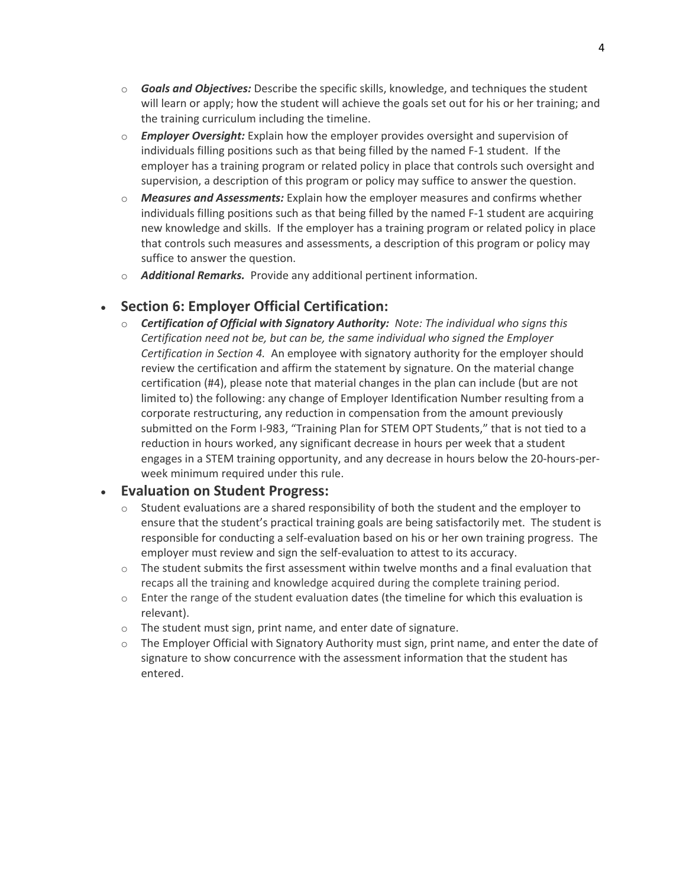- ***Goals and Objectives:*** Describe the specific skills, knowledge, and techniques the student will learn or apply; how the student will achieve the goals set out for his or her training; and the training curriculum including the timeline.
- ***Employer Oversight:*** Explain how the employer provides oversight and supervision of individuals filling positions such as that being filled by the named F-1 student. If the employer has a training program or related policy in place that controls such oversight and supervision, a description of this program or policy may suffice to answer the question.
- ***Measures and Assessments:*** Explain how the employer measures and confirms whether individuals filling positions such as that being filled by the named F-1 student are acquiring new knowledge and skills. If the employer has a training program or related policy in place that controls such measures and assessments, a description of this program or policy may suffice to answer the question.
- ***Additional Remarks.*** Provide any additional pertinent information.

- **Section 6: Employer Official Certification:**
  - ***Certification of Official with Signatory Authority:*** *Note: The individual who signs this Certification need not be, but can be, the same individual who signed the Employer Certification in Section 4.* An employee with signatory authority for the employer should review the certification and affirm the statement by signature. On the material change certification (#4), please note that material changes in the plan can include (but are not limited to) the following: any change of Employer Identification Number resulting from a corporate restructuring, any reduction in compensation from the amount previously submitted on the Form I-983, "Training Plan for STEM OPT Students," that is not tied to a reduction in hours worked, any significant decrease in hours per week that a student engages in a STEM training opportunity, and any decrease in hours below the 20-hours-per-week minimum required under this rule.

- **Evaluation on Student Progress:**
  - Student evaluations are a shared responsibility of both the student and the employer to ensure that the student's practical training goals are being satisfactorily met. The student is responsible for conducting a self-evaluation based on his or her own training progress. The employer must review and sign the self-evaluation to attest to its accuracy.
  - The student submits the first assessment within twelve months and a final evaluation that recaps all the training and knowledge acquired during the complete training period.
  - Enter the range of the student evaluation dates (the timeline for which this evaluation is relevant).
  - The student must sign, print name, and enter date of signature.
  - The Employer Official with Signatory Authority must sign, print name, and enter the date of signature to show concurrence with the assessment information that the student has entered.